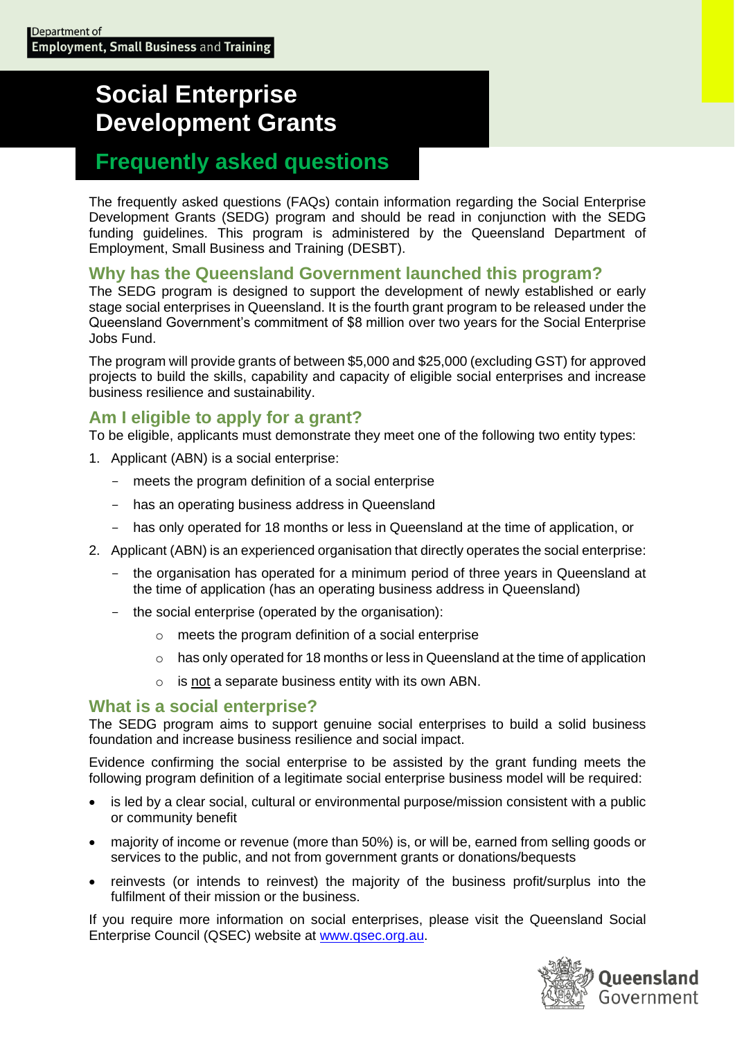Department of
**Employment, Small Business and Training**

# Social Enterprise Development Grants

## Frequently asked questions

The frequently asked questions (FAQs) contain information regarding the Social Enterprise Development Grants (SEDG) program and should be read in conjunction with the SEDG funding guidelines. This program is administered by the Queensland Department of Employment, Small Business and Training (DESBT).

### Why has the Queensland Government launched this program?

The SEDG program is designed to support the development of newly established or early stage social enterprises in Queensland. It is the fourth grant program to be released under the Queensland Government's commitment of $8 million over two years for the Social Enterprise Jobs Fund.

The program will provide grants of between $5,000 and $25,000 (excluding GST) for approved projects to build the skills, capability and capacity of eligible social enterprises and increase business resilience and sustainability.

### Am I eligible to apply for a grant?

To be eligible, applicants must demonstrate they meet one of the following two entity types:

1. Applicant (ABN) is a social enterprise:
   - meets the program definition of a social enterprise
   - has an operating business address in Queensland
   - has only operated for 18 months or less in Queensland at the time of application, or
2. Applicant (ABN) is an experienced organisation that directly operates the social enterprise:
   - the organisation has operated for a minimum period of three years in Queensland at the time of application (has an operating business address in Queensland)
   - the social enterprise (operated by the organisation):
     - meets the program definition of a social enterprise
     - has only operated for 18 months or less in Queensland at the time of application
     - is not a separate business entity with its own ABN.

### What is a social enterprise?

The SEDG program aims to support genuine social enterprises to build a solid business foundation and increase business resilience and social impact.

Evidence confirming the social enterprise to be assisted by the grant funding meets the following program definition of a legitimate social enterprise business model will be required:

- is led by a clear social, cultural or environmental purpose/mission consistent with a public or community benefit
- majority of income or revenue (more than 50%) is, or will be, earned from selling goods or services to the public, and not from government grants or donations/bequests
- reinvests (or intends to reinvest) the majority of the business profit/surplus into the fulfilment of their mission or the business.

If you require more information on social enterprises, please visit the Queensland Social Enterprise Council (QSEC) website at [www.qsec.org.au](http://www.qsec.org.au).

Queensland Government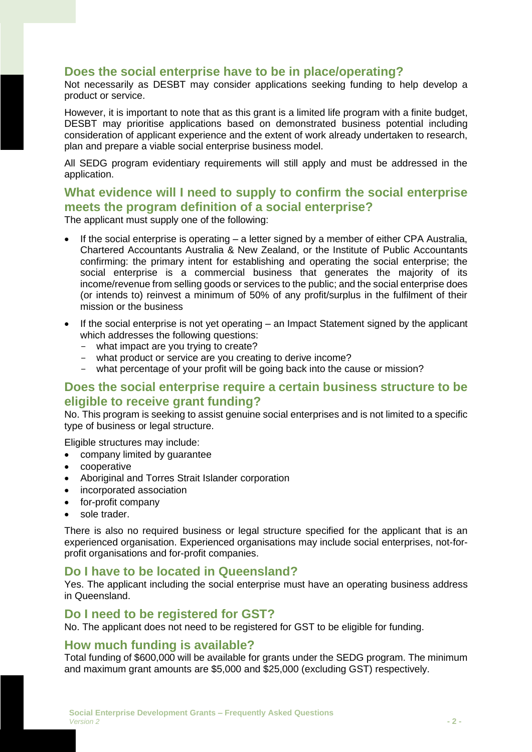## Does the social enterprise have to be in place/operating?

Not necessarily as DESBT may consider applications seeking funding to help develop a product or service.

However, it is important to note that as this grant is a limited life program with a finite budget, DESBT may prioritise applications based on demonstrated business potential including consideration of applicant experience and the extent of work already undertaken to research, plan and prepare a viable social enterprise business model.

All SEDG program evidentiary requirements will still apply and must be addressed in the application.

## What evidence will I need to supply to confirm the social enterprise meets the program definition of a social enterprise?

The applicant must supply one of the following:

- If the social enterprise is operating – a letter signed by a member of either CPA Australia, Chartered Accountants Australia & New Zealand, or the Institute of Public Accountants confirming: the primary intent for establishing and operating the social enterprise; the social enterprise is a commercial business that generates the majority of its income/revenue from selling goods or services to the public; and the social enterprise does (or intends to) reinvest a minimum of 50% of any profit/surplus in the fulfilment of their mission or the business
- If the social enterprise is not yet operating – an Impact Statement signed by the applicant which addresses the following questions:
  - what impact are you trying to create?
  - what product or service are you creating to derive income?
  - what percentage of your profit will be going back into the cause or mission?

## Does the social enterprise require a certain business structure to be eligible to receive grant funding?

No. This program is seeking to assist genuine social enterprises and is not limited to a specific type of business or legal structure.

Eligible structures may include:

- company limited by guarantee
- cooperative
- Aboriginal and Torres Strait Islander corporation
- incorporated association
- for-profit company
- sole trader.

There is also no required business or legal structure specified for the applicant that is an experienced organisation. Experienced organisations may include social enterprises, not-for-profit organisations and for-profit companies.

## Do I have to be located in Queensland?

Yes. The applicant including the social enterprise must have an operating business address in Queensland.

## Do I need to be registered for GST?

No. The applicant does not need to be registered for GST to be eligible for funding.

## How much funding is available?

Total funding of $600,000 will be available for grants under the SEDG program. The minimum and maximum grant amounts are $5,000 and $25,000 (excluding GST) respectively.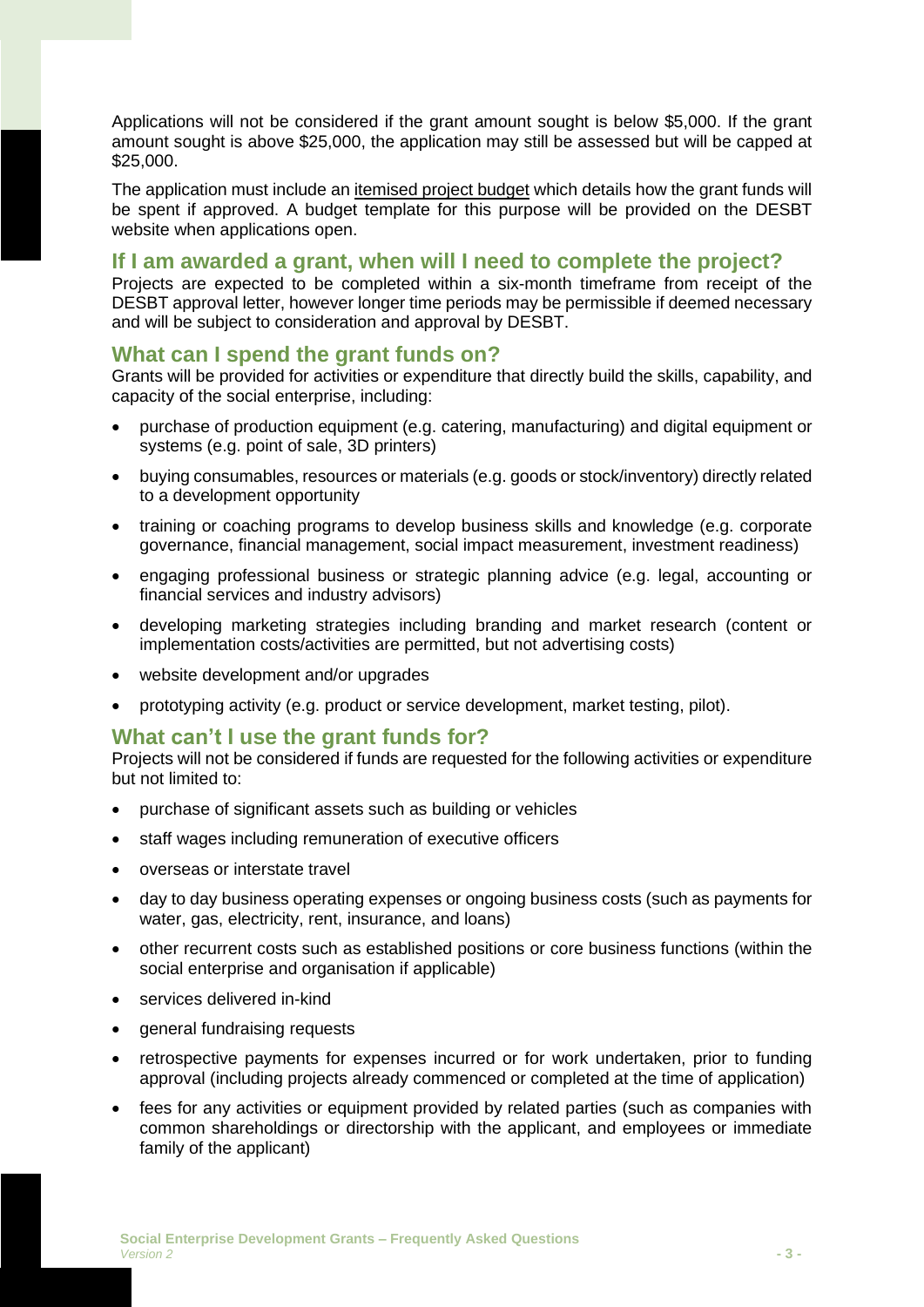Applications will not be considered if the grant amount sought is below $5,000. If the grant amount sought is above $25,000, the application may still be assessed but will be capped at $25,000.

The application must include an itemised project budget which details how the grant funds will be spent if approved. A budget template for this purpose will be provided on the DESBT website when applications open.

## If I am awarded a grant, when will I need to complete the project?

Projects are expected to be completed within a six-month timeframe from receipt of the DESBT approval letter, however longer time periods may be permissible if deemed necessary and will be subject to consideration and approval by DESBT.

## What can I spend the grant funds on?

Grants will be provided for activities or expenditure that directly build the skills, capability, and capacity of the social enterprise, including:

- purchase of production equipment (e.g. catering, manufacturing) and digital equipment or systems (e.g. point of sale, 3D printers)
- buying consumables, resources or materials (e.g. goods or stock/inventory) directly related to a development opportunity
- training or coaching programs to develop business skills and knowledge (e.g. corporate governance, financial management, social impact measurement, investment readiness)
- engaging professional business or strategic planning advice (e.g. legal, accounting or financial services and industry advisors)
- developing marketing strategies including branding and market research (content or implementation costs/activities are permitted, but not advertising costs)
- website development and/or upgrades
- prototyping activity (e.g. product or service development, market testing, pilot).

## What can't I use the grant funds for?

Projects will not be considered if funds are requested for the following activities or expenditure but not limited to:

- purchase of significant assets such as building or vehicles
- staff wages including remuneration of executive officers
- overseas or interstate travel
- day to day business operating expenses or ongoing business costs (such as payments for water, gas, electricity, rent, insurance, and loans)
- other recurrent costs such as established positions or core business functions (within the social enterprise and organisation if applicable)
- services delivered in-kind
- general fundraising requests
- retrospective payments for expenses incurred or for work undertaken, prior to funding approval (including projects already commenced or completed at the time of application)
- fees for any activities or equipment provided by related parties (such as companies with common shareholdings or directorship with the applicant, and employees or immediate family of the applicant)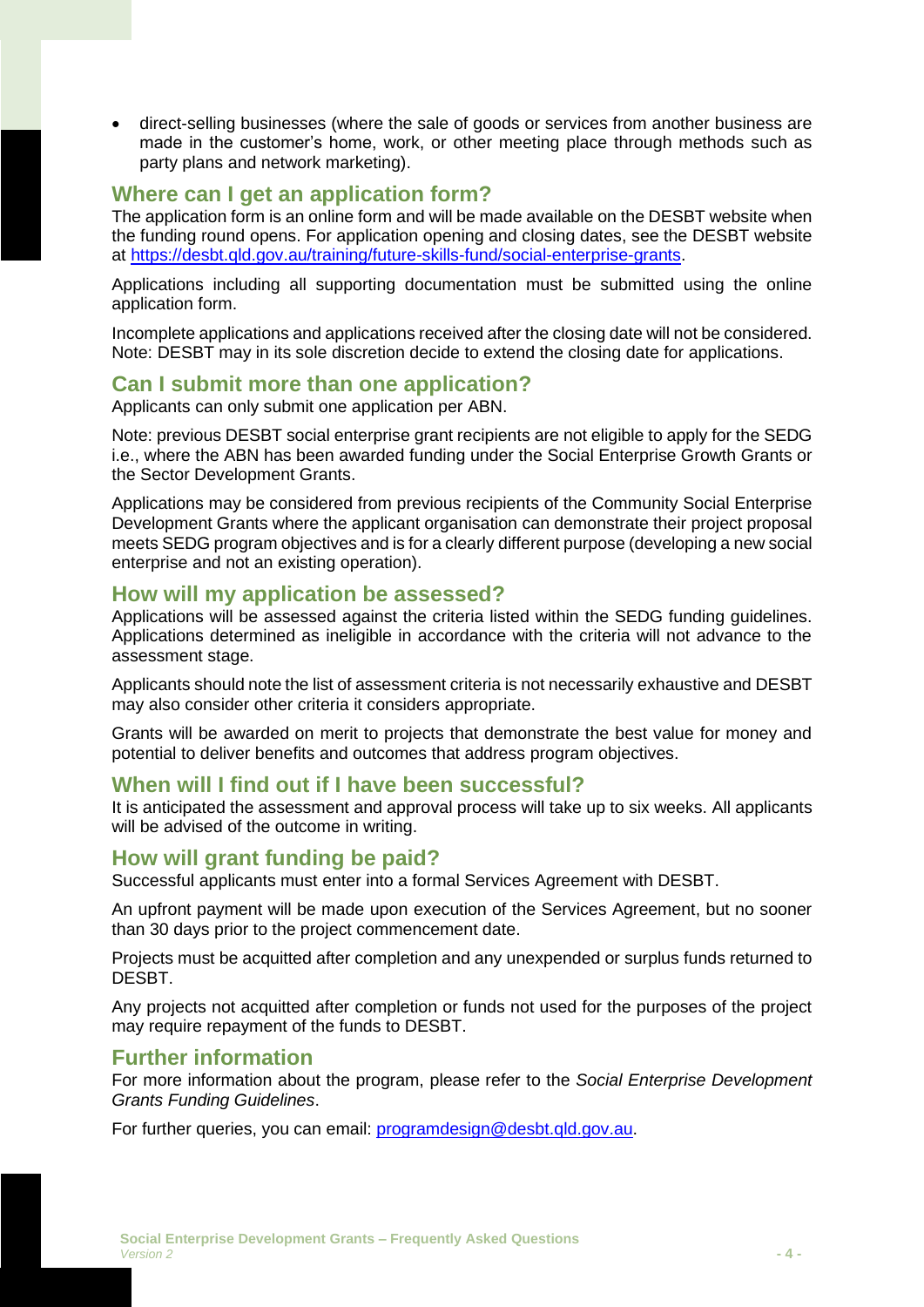- direct-selling businesses (where the sale of goods or services from another business are made in the customer's home, work, or other meeting place through methods such as party plans and network marketing).

## Where can I get an application form?

The application form is an online form and will be made available on the DESBT website when the funding round opens. For application opening and closing dates, see the DESBT website at [https://desbt.qld.gov.au/training/future-skills-fund/social-enterprise-grants](https://desbt.qld.gov.au/training/future-skills-fund/social-enterprise-grants).

Applications including all supporting documentation must be submitted using the online application form.

Incomplete applications and applications received after the closing date will not be considered. Note: DESBT may in its sole discretion decide to extend the closing date for applications.

## Can I submit more than one application?

Applicants can only submit one application per ABN.

Note: previous DESBT social enterprise grant recipients are not eligible to apply for the SEDG i.e., where the ABN has been awarded funding under the Social Enterprise Growth Grants or the Sector Development Grants.

Applications may be considered from previous recipients of the Community Social Enterprise Development Grants where the applicant organisation can demonstrate their project proposal meets SEDG program objectives and is for a clearly different purpose (developing a new social enterprise and not an existing operation).

## How will my application be assessed?

Applications will be assessed against the criteria listed within the SEDG funding guidelines. Applications determined as ineligible in accordance with the criteria will not advance to the assessment stage.

Applicants should note the list of assessment criteria is not necessarily exhaustive and DESBT may also consider other criteria it considers appropriate.

Grants will be awarded on merit to projects that demonstrate the best value for money and potential to deliver benefits and outcomes that address program objectives.

## When will I find out if I have been successful?

It is anticipated the assessment and approval process will take up to six weeks. All applicants will be advised of the outcome in writing.

## How will grant funding be paid?

Successful applicants must enter into a formal Services Agreement with DESBT.

An upfront payment will be made upon execution of the Services Agreement, but no sooner than 30 days prior to the project commencement date.

Projects must be acquitted after completion and any unexpended or surplus funds returned to DESBT.

Any projects not acquitted after completion or funds not used for the purposes of the project may require repayment of the funds to DESBT.

## Further information

For more information about the program, please refer to the *Social Enterprise Development Grants Funding Guidelines*.

For further queries, you can email: [programdesign@desbt.qld.gov.au](mailto:programdesign@desbt.qld.gov.au).